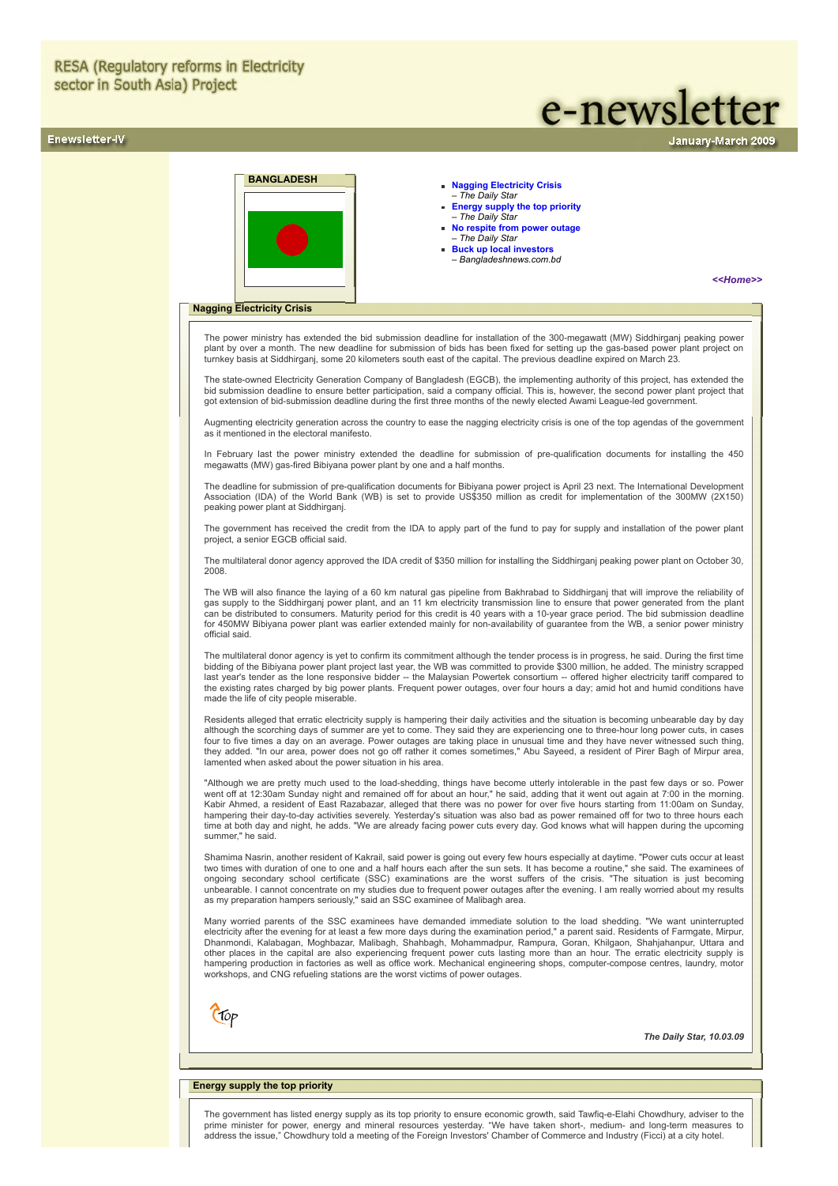RESA (Regulatory reforms in Electricity sector in South Asia) Project

# e-newsletter

Enewsletter-IV

January-March 2009

**BANGLADESH**

- **Nagging Electricity Crisis**
  – *The Daily Star*
- **Energy supply the top priority**
  – *The Daily Star*
- **No respite from power outage**
  – *The Daily Star*
- **Buck up local investors**
  – *Bangladeshnews.com.bd*

***<<Home>>***

## Nagging Electricity Crisis

The power ministry has extended the bid submission deadline for installation of the 300-megawatt (MW) Siddhirganj peaking power plant by over a month. The new deadline for submission of bids has been fixed for setting up the gas-based power plant project on turnkey basis at Siddhirganj, some 20 kilometers south east of the capital. The previous deadline expired on March 23.

The state-owned Electricity Generation Company of Bangladesh (EGCB), the implementing authority of this project, has extended the bid submission deadline to ensure better participation, said a company official. This is, however, the second power plant project that got extension of bid-submission deadline during the first three months of the newly elected Awami League-led government.

Augmenting electricity generation across the country to ease the nagging electricity crisis is one of the top agendas of the government as it mentioned in the electoral manifesto.

In February last the power ministry extended the deadline for submission of pre-qualification documents for installing the 450 megawatts (MW) gas-fired Bibiyana power plant by one and a half months.

The deadline for submission of pre-qualification documents for Bibiyana power project is April 23 next. The International Development Association (IDA) of the World Bank (WB) is set to provide US$350 million as credit for implementation of the 300MW (2X150) peaking power plant at Siddhirganj.

The government has received the credit from the IDA to apply part of the fund to pay for supply and installation of the power plant project, a senior EGCB official said.

The multilateral donor agency approved the IDA credit of $350 million for installing the Siddhirganj peaking power plant on October 30, 2008.

The WB will also finance the laying of a 60 km natural gas pipeline from Bakhrabad to Siddhirganj that will improve the reliability of gas supply to the Siddhirganj power plant, and an 11 km electricity transmission line to ensure that power generated from the plant can be distributed to consumers. Maturity period for this credit is 40 years with a 10-year grace period. The bid submission deadline for 450MW Bibiyana power plant was earlier extended mainly for non-availability of guarantee from the WB, a senior power ministry official said.

The multilateral donor agency is yet to confirm its commitment although the tender process is in progress, he said. During the first time bidding of the Bibiyana power plant project last year, the WB was committed to provide $300 million, he added. The ministry scrapped last year's tender as the lone responsive bidder -- the Malaysian Powertek consortium -- offered higher electricity tariff compared to the existing rates charged by big power plants. Frequent power outages, over four hours a day; amid hot and humid conditions have made the life of city people miserable.

Residents alleged that erratic electricity supply is hampering their daily activities and the situation is becoming unbearable day by day although the scorching days of summer are yet to come. They said they are experiencing one to three-hour long power cuts, in cases four to five times a day on an average. Power outages are taking place in unusual time and they have never witnessed such thing, they added. "In our area, power does not go off rather it comes sometimes," Abu Sayeed, a resident of Pirer Bagh of Mirpur area, lamented when asked about the power situation in his area.

"Although we are pretty much used to the load-shedding, things have become utterly intolerable in the past few days or so. Power went off at 12:30am Sunday night and remained off for about an hour," he said, adding that it went out again at 7:00 in the morning. Kabir Ahmed, a resident of East Razabazar, alleged that there was no power for over five hours starting from 11:00am on Sunday, hampering their day-to-day activities severely. Yesterday's situation was also bad as power remained off for two to three hours each time at both day and night, he adds. "We are already facing power cuts every day. God knows what will happen during the upcoming summer," he said.

Shamima Nasrin, another resident of Kakrail, said power is going out every few hours especially at daytime. "Power cuts occur at least two times with duration of one to one and a half hours each after the sun sets. It has become a routine," she said. The examinees of ongoing secondary school certificate (SSC) examinations are the worst suffers of the crisis. "The situation is just becoming unbearable. I cannot concentrate on my studies due to frequent power outages after the evening. I am really worried about my results as my preparation hampers seriously," said an SSC examinee of Malibagh area.

Many worried parents of the SSC examinees have demanded immediate solution to the load shedding. "We want uninterrupted electricity after the evening for at least a few more days during the examination period," a parent said. Residents of Farmgate, Mirpur, Dhanmondi, Kalabagan, Moghbazar, Malibagh, Shahbagh, Mohammadpur, Rampura, Goran, Khilgaon, Shahjahanpur, Uttara and other places in the capital are also experiencing frequent power cuts lasting more than an hour. The erratic electricity supply is hampering production in factories as well as office work. Mechanical engineering shops, computer-compose centres, laundry, motor workshops, and CNG refueling stations are the worst victims of power outages.

Top

***The Daily Star, 10.03.09***

## Energy supply the top priority

The government has listed energy supply as its top priority to ensure economic growth, said Tawfiq-e-Elahi Chowdhury, adviser to the prime minister for power, energy and mineral resources yesterday. "We have taken short-, medium- and long-term measures to address the issue," Chowdhury told a meeting of the Foreign Investors' Chamber of Commerce and Industry (Ficci) at a city hotel.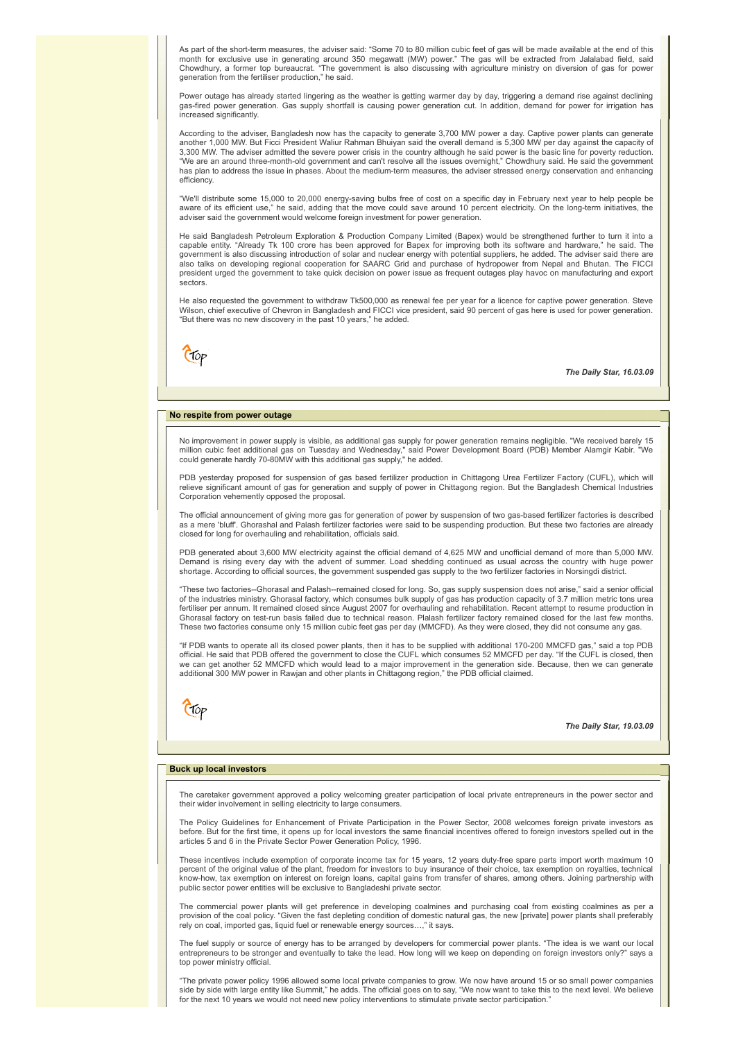As part of the short-term measures, the adviser said: "Some 70 to 80 million cubic feet of gas will be made available at the end of this month for exclusive use in generating around 350 megawatt (MW) power." The gas will be extracted from Jalalabad field, said Chowdhury, a former top bureaucrat. "The government is also discussing with agriculture ministry on diversion of gas for power generation from the fertiliser production," he said.

Power outage has already started lingering as the weather is getting warmer day by day, triggering a demand rise against declining gas-fired power generation. Gas supply shortfall is causing power generation cut. In addition, demand for power for irrigation has increased significantly.

According to the adviser, Bangladesh now has the capacity to generate 3,700 MW power a day. Captive power plants can generate another 1,000 MW. But Ficci President Waliur Rahman Bhuiyan said the overall demand is 5,300 MW per day against the capacity of 3,300 MW. The adviser admitted the severe power crisis in the country although he said power is the basic line for poverty reduction. "We are an around three-month-old government and can't resolve all the issues overnight," Chowdhury said. He said the government has plan to address the issue in phases. About the medium-term measures, the adviser stressed energy conservation and enhancing efficiency.

"We'll distribute some 15,000 to 20,000 energy-saving bulbs free of cost on a specific day in February next year to help people be aware of its efficient use," he said, adding that the move could save around 10 percent electricity. On the long-term initiatives, the adviser said the government would welcome foreign investment for power generation.

He said Bangladesh Petroleum Exploration & Production Company Limited (Bapex) would be strengthened further to turn it into a capable entity. "Already Tk 100 crore has been approved for Bapex for improving both its software and hardware," he said. The government is also discussing introduction of solar and nuclear energy with potential suppliers, he added. The adviser said there are also talks on developing regional cooperation for SAARC Grid and purchase of hydropower from Nepal and Bhutan. The FICCI president urged the government to take quick decision on power issue as frequent outages play havoc on manufacturing and export sectors.

He also requested the government to withdraw Tk500,000 as renewal fee per year for a licence for captive power generation. Steve Wilson, chief executive of Chevron in Bangladesh and FICCI vice president, said 90 percent of gas here is used for power generation. "But there was no new discovery in the past 10 years," he added.

***The Daily Star, 16.03.09***

## No respite from power outage

No improvement in power supply is visible, as additional gas supply for power generation remains negligible. "We received barely 15 million cubic feet additional gas on Tuesday and Wednesday," said Power Development Board (PDB) Member Alamgir Kabir. "We could generate hardly 70-80MW with this additional gas supply," he added.

PDB yesterday proposed for suspension of gas based fertilizer production in Chittagong Urea Fertilizer Factory (CUFL), which will relieve significant amount of gas for generation and supply of power in Chittagong region. But the Bangladesh Chemical Industries Corporation vehemently opposed the proposal.

The official announcement of giving more gas for generation of power by suspension of two gas-based fertilizer factories is described as a mere 'bluff'. Ghorashal and Palash fertilizer factories were said to be suspending production. But these two factories are already closed for long for overhauling and rehabilitation, officials said.

PDB generated about 3,600 MW electricity against the official demand of 4,625 MW and unofficial demand of more than 5,000 MW. Demand is rising every day with the advent of summer. Load shedding continued as usual across the country with huge power shortage. According to official sources, the government suspended gas supply to the two fertilizer factories in Norsingdi district.

"These two factories--Ghorasal and Palash--remained closed for long. So, gas supply suspension does not arise," said a senior official of the industries ministry. Ghorasal factory, which consumes bulk supply of gas has production capacity of 3.7 million metric tons urea fertiliser per annum. It remained closed since August 2007 for overhauling and rehabilitation. Recent attempt to resume production in Ghorasal factory on test-run basis failed due to technical reason. Plalash fertilizer factory remained closed for the last few months. These two factories consume only 15 million cubic feet gas per day (MMCFD). As they were closed, they did not consume any gas.

"If PDB wants to operate all its closed power plants, then it has to be supplied with additional 170-200 MMCFD gas," said a top PDB official. He said that PDB offered the government to close the CUFL which consumes 52 MMCFD per day. "If the CUFL is closed, then we can get another 52 MMCFD which would lead to a major improvement in the generation side. Because, then we can generate additional 300 MW power in Rawjan and other plants in Chittagong region," the PDB official claimed.

***The Daily Star, 19.03.09***

## Buck up local investors

The caretaker government approved a policy welcoming greater participation of local private entrepreneurs in the power sector and their wider involvement in selling electricity to large consumers.

The Policy Guidelines for Enhancement of Private Participation in the Power Sector, 2008 welcomes foreign private investors as before. But for the first time, it opens up for local investors the same financial incentives offered to foreign investors spelled out in the articles 5 and 6 in the Private Sector Power Generation Policy, 1996.

These incentives include exemption of corporate income tax for 15 years, 12 years duty-free spare parts import worth maximum 10 percent of the original value of the plant, freedom for investors to buy insurance of their choice, tax exemption on royalties, technical know-how, tax exemption on interest on foreign loans, capital gains from transfer of shares, among others. Joining partnership with public sector power entities will be exclusive to Bangladeshi private sector.

The commercial power plants will get preference in developing coalmines and purchasing coal from existing coalmines as per a provision of the coal policy. "Given the fast depleting condition of domestic natural gas, the new [private] power plants shall preferably rely on coal, imported gas, liquid fuel or renewable energy sources…," it says.

The fuel supply or source of energy has to be arranged by developers for commercial power plants. "The idea is we want our local entrepreneurs to be stronger and eventually to take the lead. How long will we keep on depending on foreign investors only?" says a top power ministry official.

"The private power policy 1996 allowed some local private companies to grow. We now have around 15 or so small power companies side by side with large entity like Summit," he adds. The official goes on to say, "We now want to take this to the next level. We believe for the next 10 years we would not need new policy interventions to stimulate private sector participation."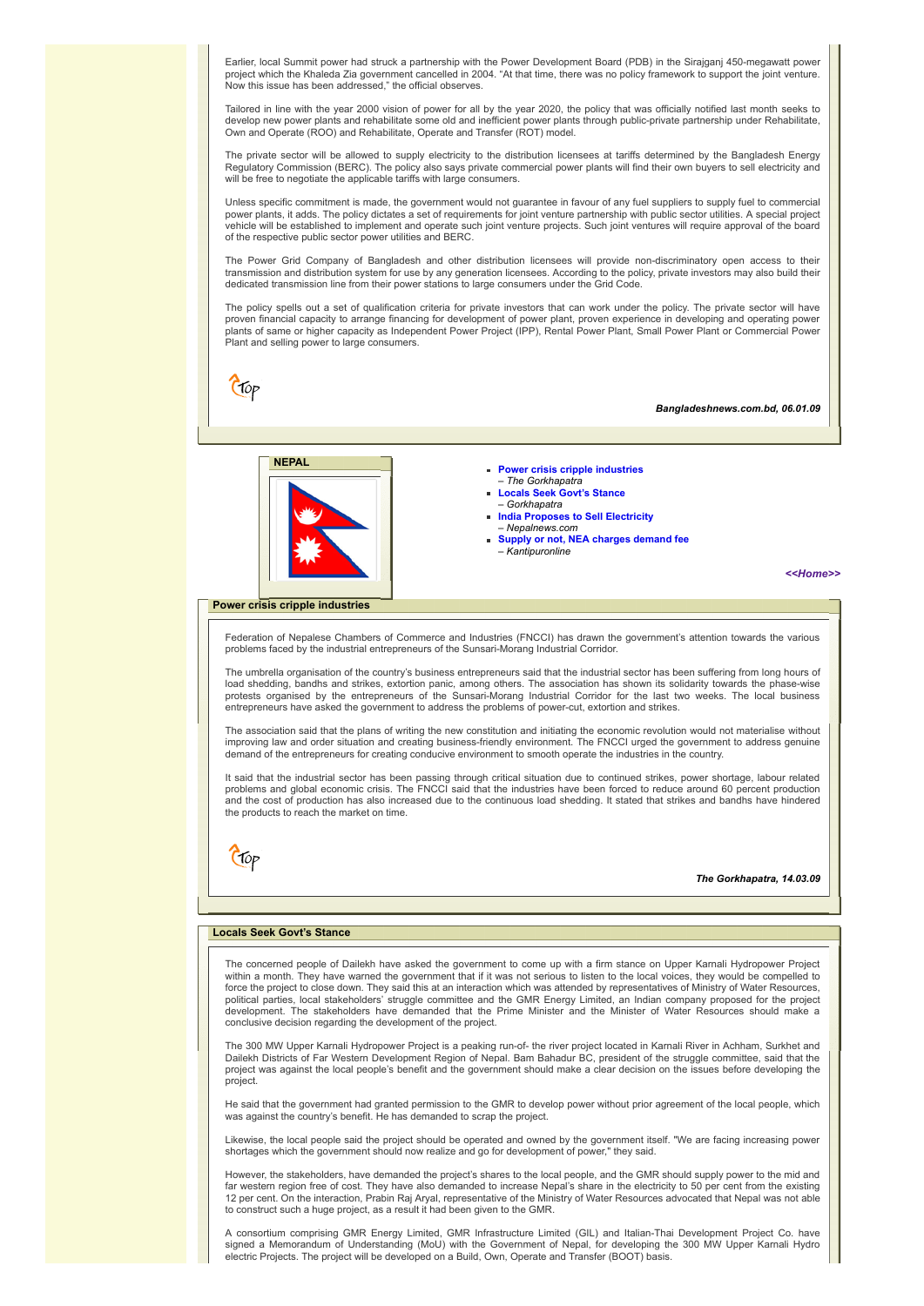Earlier, local Summit power had struck a partnership with the Power Development Board (PDB) in the Sirajganj 450-megawatt power project which the Khaleda Zia government cancelled in 2004. "At that time, there was no policy framework to support the joint venture. Now this issue has been addressed," the official observes.

Tailored in line with the year 2000 vision of power for all by the year 2020, the policy that was officially notified last month seeks to develop new power plants and rehabilitate some old and inefficient power plants through public-private partnership under Rehabilitate, Own and Operate (ROO) and Rehabilitate, Operate and Transfer (ROT) model.

The private sector will be allowed to supply electricity to the distribution licensees at tariffs determined by the Bangladesh Energy Regulatory Commission (BERC). The policy also says private commercial power plants will find their own buyers to sell electricity and will be free to negotiate the applicable tariffs with large consumers.

Unless specific commitment is made, the government would not guarantee in favour of any fuel suppliers to supply fuel to commercial power plants, it adds. The policy dictates a set of requirements for joint venture partnership with public sector utilities. A special project vehicle will be established to implement and operate such joint venture projects. Such joint ventures will require approval of the board of the respective public sector power utilities and BERC.

The Power Grid Company of Bangladesh and other distribution licensees will provide non-discriminatory open access to their transmission and distribution system for use by any generation licensees. According to the policy, private investors may also build their dedicated transmission line from their power stations to large consumers under the Grid Code.

The policy spells out a set of qualification criteria for private investors that can work under the policy. The private sector will have proven financial capacity to arrange financing for development of power plant, proven experience in developing and operating power plants of same or higher capacity as Independent Power Project (IPP), Rental Power Plant, Small Power Plant or Commercial Power Plant and selling power to large consumers.

Top

***Bangladeshnews.com.bd, 06.01.09***

## NEPAL

- **Power crisis cripple industries**
  – *The Gorkhapatra*
- **Locals Seek Govt's Stance**
  – *Gorkhapatra*
- **India Proposes to Sell Electricity**
  – *Nepalnews.com*
- **Supply or not, NEA charges demand fee**
  – *Kantipuronline*

***<<Home>>***

### Power crisis cripple industries

Federation of Nepalese Chambers of Commerce and Industries (FNCCI) has drawn the government's attention towards the various problems faced by the industrial entrepreneurs of the Sunsari-Morang Industrial Corridor.

The umbrella organisation of the country's business entrepreneurs said that the industrial sector has been suffering from long hours of load shedding, bandhs and strikes, extortion panic, among others. The association has shown its solidarity towards the phase-wise protests organised by the entrepreneurs of the Sunsari-Morang Industrial Corridor for the last two weeks. The local business entrepreneurs have asked the government to address the problems of power-cut, extortion and strikes.

The association said that the plans of writing the new constitution and initiating the economic revolution would not materialise without improving law and order situation and creating business-friendly environment. The FNCCI urged the government to address genuine demand of the entrepreneurs for creating conducive environment to smooth operate the industries in the country.

It said that the industrial sector has been passing through critical situation due to continued strikes, power shortage, labour related problems and global economic crisis. The FNCCI said that the industries have been forced to reduce around 60 percent production and the cost of production has also increased due to the continuous load shedding. It stated that strikes and bandhs have hindered the products to reach the market on time.

Top

***The Gorkhapatra, 14.03.09***

### Locals Seek Govt's Stance

The concerned people of Dailekh have asked the government to come up with a firm stance on Upper Karnali Hydropower Project within a month. They have warned the government that if it was not serious to listen to the local voices, they would be compelled to force the project to close down. They said this at an interaction which was attended by representatives of Ministry of Water Resources, political parties, local stakeholders' struggle committee and the GMR Energy Limited, an Indian company proposed for the project development. The stakeholders have demanded that the Prime Minister and the Minister of Water Resources should make a conclusive decision regarding the development of the project.

The 300 MW Upper Karnali Hydropower Project is a peaking run-of- the river project located in Karnali River in Achham, Surkhet and Dailekh Districts of Far Western Development Region of Nepal. Bam Bahadur BC, president of the struggle committee, said that the project was against the local people's benefit and the government should make a clear decision on the issues before developing the project.

He said that the government had granted permission to the GMR to develop power without prior agreement of the local people, which was against the country's benefit. He has demanded to scrap the project.

Likewise, the local people said the project should be operated and owned by the government itself. "We are facing increasing power shortages which the government should now realize and go for development of power," they said.

However, the stakeholders, have demanded the project's shares to the local people, and the GMR should supply power to the mid and far western region free of cost. They have also demanded to increase Nepal's share in the electricity to 50 per cent from the existing 12 per cent. On the interaction, Prabin Raj Aryal, representative of the Ministry of Water Resources advocated that Nepal was not able to construct such a huge project, as a result it had been given to the GMR.

A consortium comprising GMR Energy Limited, GMR Infrastructure Limited (GIL) and Italian-Thai Development Project Co. have signed a Memorandum of Understanding (MoU) with the Government of Nepal, for developing the 300 MW Upper Karnali Hydro electric Projects. The project will be developed on a Build, Own, Operate and Transfer (BOOT) basis.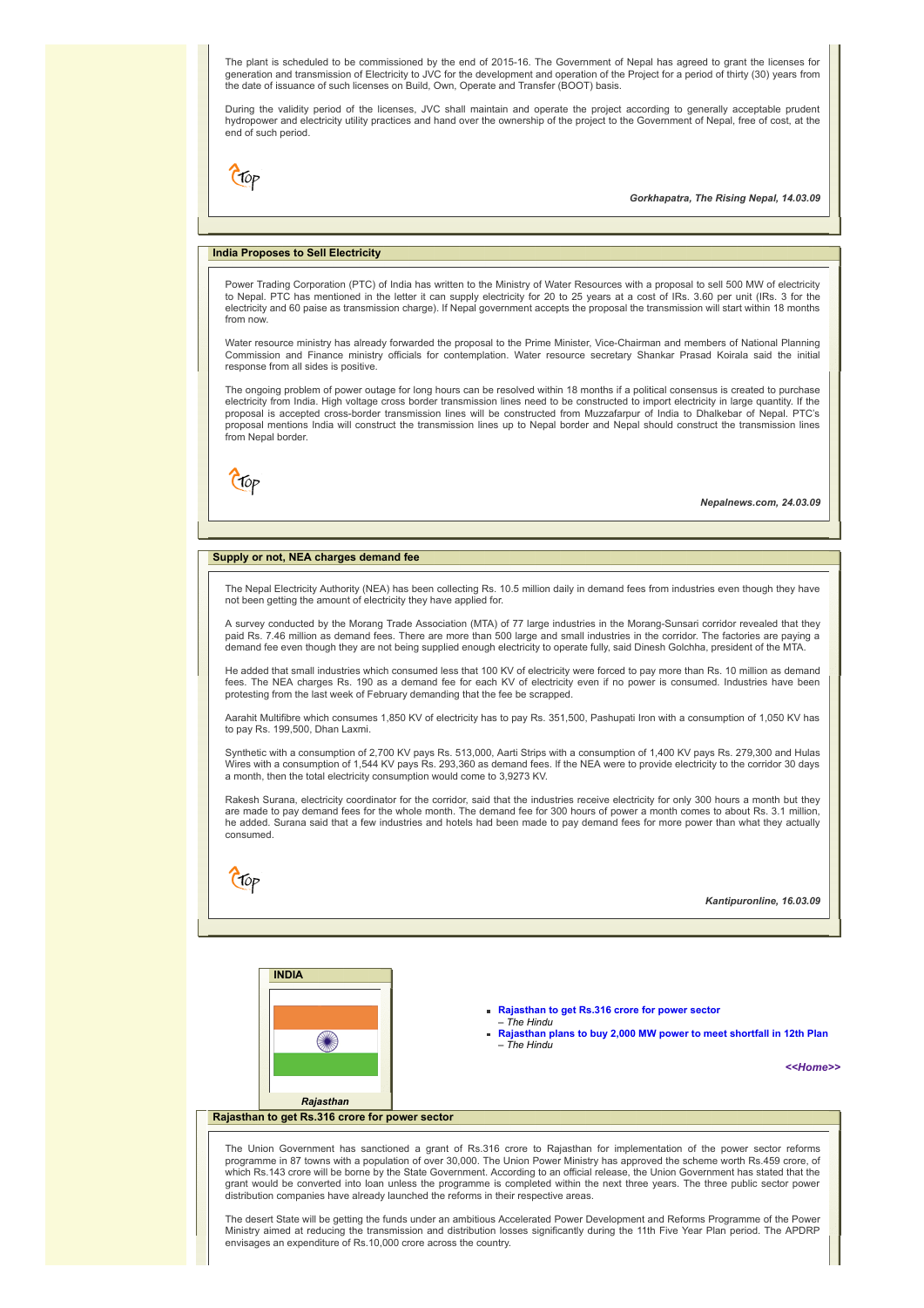The plant is scheduled to be commissioned by the end of 2015-16. The Government of Nepal has agreed to grant the licenses for generation and transmission of Electricity to JVC for the development and operation of the Project for a period of thirty (30) years from the date of issuance of such licenses on Build, Own, Operate and Transfer (BOOT) basis.

During the validity period of the licenses, JVC shall maintain and operate the project according to generally acceptable prudent hydropower and electricity utility practices and hand over the ownership of the project to the Government of Nepal, free of cost, at the end of such period.

Top

***Gorkhapatra, The Rising Nepal, 14.03.09***

## India Proposes to Sell Electricity

Power Trading Corporation (PTC) of India has written to the Ministry of Water Resources with a proposal to sell 500 MW of electricity to Nepal. PTC has mentioned in the letter it can supply electricity for 20 to 25 years at a cost of IRs. 3.60 per unit (IRs. 3 for the electricity and 60 paise as transmission charge). If Nepal government accepts the proposal the transmission will start within 18 months from now.

Water resource ministry has already forwarded the proposal to the Prime Minister, Vice-Chairman and members of National Planning Commission and Finance ministry officials for contemplation. Water resource secretary Shankar Prasad Koirala said the initial response from all sides is positive.

The ongoing problem of power outage for long hours can be resolved within 18 months if a political consensus is created to purchase electricity from India. High voltage cross border transmission lines need to be constructed to import electricity in large quantity. If the proposal is accepted cross-border transmission lines will be constructed from Muzzafarpur of India to Dhalkebar of Nepal. PTC's proposal mentions India will construct the transmission lines up to Nepal border and Nepal should construct the transmission lines from Nepal border.

Top

***Nepalnews.com, 24.03.09***

## Supply or not, NEA charges demand fee

The Nepal Electricity Authority (NEA) has been collecting Rs. 10.5 million daily in demand fees from industries even though they have not been getting the amount of electricity they have applied for.

A survey conducted by the Morang Trade Association (MTA) of 77 large industries in the Morang-Sunsari corridor revealed that they paid Rs. 7.46 million as demand fees. There are more than 500 large and small industries in the corridor. The factories are paying a demand fee even though they are not being supplied enough electricity to operate fully, said Dinesh Golchha, president of the MTA.

He added that small industries which consumed less that 100 KV of electricity were forced to pay more than Rs. 10 million as demand fees. The NEA charges Rs. 190 as a demand fee for each KV of electricity even if no power is consumed. Industries have been protesting from the last week of February demanding that the fee be scrapped.

Aarahit Multifibre which consumes 1,850 KV of electricity has to pay Rs. 351,500, Pashupati Iron with a consumption of 1,050 KV has to pay Rs. 199,500, Dhan Laxmi.

Synthetic with a consumption of 2,700 KV pays Rs. 513,000, Aarti Strips with a consumption of 1,400 KV pays Rs. 279,300 and Hulas Wires with a consumption of 1,544 KV pays Rs. 293,360 as demand fees. If the NEA were to provide electricity to the corridor 30 days a month, then the total electricity consumption would come to 3,9273 KV.

Rakesh Surana, electricity coordinator for the corridor, said that the industries receive electricity for only 300 hours a month but they are made to pay demand fees for the whole month. The demand fee for 300 hours of power a month comes to about Rs. 3.1 million, he added. Surana said that a few industries and hotels had been made to pay demand fees for more power than what they actually consumed.

Top

***Kantipuronline, 16.03.09***

**INDIA**

*Rajasthan*

- **Rajasthan to get Rs.316 crore for power sector**
  – *The Hindu*
- **Rajasthan plans to buy 2,000 MW power to meet shortfall in 12th Plan**
  – *The Hindu*

***<<Home>>***

## Rajasthan to get Rs.316 crore for power sector

The Union Government has sanctioned a grant of Rs.316 crore to Rajasthan for implementation of the power sector reforms programme in 87 towns with a population of over 30,000. The Union Power Ministry has approved the scheme worth Rs.459 crore, of which Rs.143 crore will be borne by the State Government. According to an official release, the Union Government has stated that the grant would be converted into loan unless the programme is completed within the next three years. The three public sector power distribution companies have already launched the reforms in their respective areas.

The desert State will be getting the funds under an ambitious Accelerated Power Development and Reforms Programme of the Power Ministry aimed at reducing the transmission and distribution losses significantly during the 11th Five Year Plan period. The APDRP envisages an expenditure of Rs.10,000 crore across the country.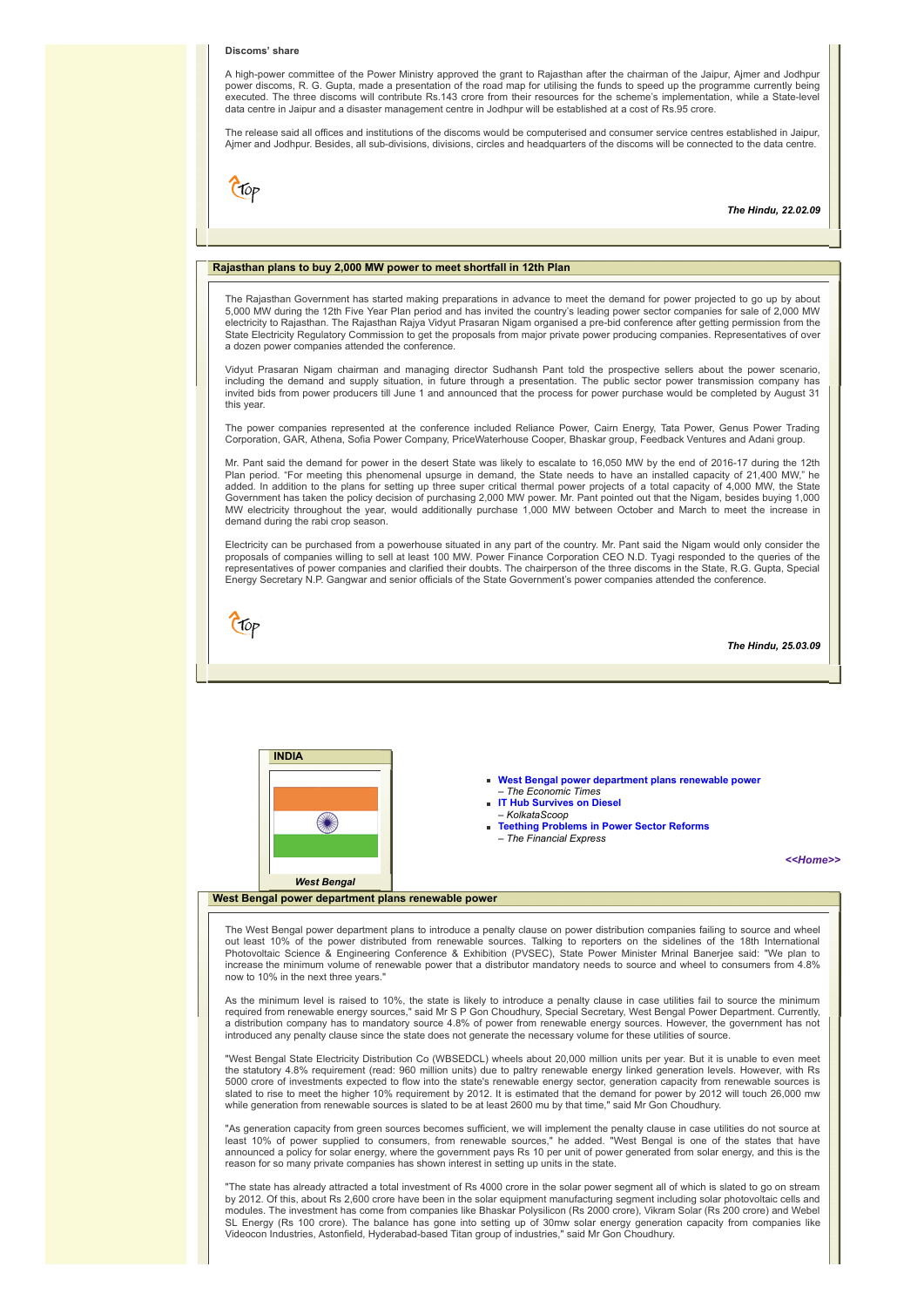**Discoms' share**

A high-power committee of the Power Ministry approved the grant to Rajasthan after the chairman of the Jaipur, Ajmer and Jodhpur power discoms, R. G. Gupta, made a presentation of the road map for utilising the funds to speed up the programme currently being executed. The three discoms will contribute Rs.143 crore from their resources for the scheme's implementation, while a State-level data centre in Jaipur and a disaster management centre in Jodhpur will be established at a cost of Rs.95 crore.

The release said all offices and institutions of the discoms would be computerised and consumer service centres established in Jaipur, Ajmer and Jodhpur. Besides, all sub-divisions, divisions, circles and headquarters of the discoms will be connected to the data centre.

*The Hindu, 22.02.09*

## Rajasthan plans to buy 2,000 MW power to meet shortfall in 12th Plan

The Rajasthan Government has started making preparations in advance to meet the demand for power projected to go up by about 5,000 MW during the 12th Five Year Plan period and has invited the country's leading power sector companies for sale of 2,000 MW electricity to Rajasthan. The Rajasthan Rajya Vidyut Prasaran Nigam organised a pre-bid conference after getting permission from the State Electricity Regulatory Commission to get the proposals from major private power producing companies. Representatives of over a dozen power companies attended the conference.

Vidyut Prasaran Nigam chairman and managing director Sudhansh Pant told the prospective sellers about the power scenario, including the demand and supply situation, in future through a presentation. The public sector power transmission company has invited bids from power producers till June 1 and announced that the process for power purchase would be completed by August 31 this year.

The power companies represented at the conference included Reliance Power, Cairn Energy, Tata Power, Genus Power Trading Corporation, GAR, Athena, Sofia Power Company, PriceWaterhouse Cooper, Bhaskar group, Feedback Ventures and Adani group.

Mr. Pant said the demand for power in the desert State was likely to escalate to 16,050 MW by the end of 2016-17 during the 12th Plan period. "For meeting this phenomenal upsurge in demand, the State needs to have an installed capacity of 21,400 MW," he added. In addition to the plans for setting up three super critical thermal power projects of a total capacity of 4,000 MW, the State Government has taken the policy decision of purchasing 2,000 MW power. Mr. Pant pointed out that the Nigam, besides buying 1,000 MW electricity throughout the year, would additionally purchase 1,000 MW between October and March to meet the increase in demand during the rabi crop season.

Electricity can be purchased from a powerhouse situated in any part of the country. Mr. Pant said the Nigam would only consider the proposals of companies willing to sell at least 100 MW. Power Finance Corporation CEO N.D. Tyagi responded to the queries of the representatives of power companies and clarified their doubts. The chairperson of the three discoms in the State, R.G. Gupta, Special Energy Secretary N.P. Gangwar and senior officials of the State Government's power companies attended the conference.

*The Hindu, 25.03.09*

**INDIA**

*West Bengal*

- **West Bengal power department plans renewable power** – *The Economic Times*
- **IT Hub Survives on Diesel** – *KolkataScoop*
- **Teething Problems in Power Sector Reforms** – *The Financial Express*

*<<Home>>*

## West Bengal power department plans renewable power

The West Bengal power department plans to introduce a penalty clause on power distribution companies failing to source and wheel out least 10% of the power distributed from renewable sources. Talking to reporters on the sidelines of the 18th International Photovoltaic Science & Engineering Conference & Exhibition (PVSEC), State Power Minister Mrinal Banerjee said: "We plan to increase the minimum volume of renewable power that a distributor mandatory needs to source and wheel to consumers from 4.8% now to 10% in the next three years."

As the minimum level is raised to 10%, the state is likely to introduce a penalty clause in case utilities fail to source the minimum required from renewable energy sources," said Mr S P Gon Choudhury, Special Secretary, West Bengal Power Department. Currently, a distribution company has to mandatory source 4.8% of power from renewable energy sources. However, the government has not introduced any penalty clause since the state does not generate the necessary volume for these utilities of source.

"West Bengal State Electricity Distribution Co (WBSEDCL) wheels about 20,000 million units per year. But it is unable to even meet the statutory 4.8% requirement (read: 960 million units) due to paltry renewable energy linked generation levels. However, with Rs 5000 crore of investments expected to flow into the state's renewable energy sector, generation capacity from renewable sources is slated to rise to meet the higher 10% requirement by 2012. It is estimated that the demand for power by 2012 will touch 26,000 mw while generation from renewable sources is slated to be at least 2600 mu by that time," said Mr Gon Choudhury.

"As generation capacity from green sources becomes sufficient, we will implement the penalty clause in case utilities do not source at least 10% of power supplied to consumers, from renewable sources," he added. "West Bengal is one of the states that have announced a policy for solar energy, where the government pays Rs 10 per unit of power generated from solar energy, and this is the reason for so many private companies has shown interest in setting up units in the state.

"The state has already attracted a total investment of Rs 4000 crore in the solar power segment all of which is slated to go on stream by 2012. Of this, about Rs 2,600 crore have been in the solar equipment manufacturing segment including solar photovoltaic cells and modules. The investment has come from companies like Bhaskar Polysilicon (Rs 2000 crore), Vikram Solar (Rs 200 crore) and Webel SL Energy (Rs 100 crore). The balance has gone into setting up of 30mw solar energy generation capacity from companies like Videocon Industries, Astonfield, Hyderabad-based Titan group of industries," said Mr Gon Choudhury.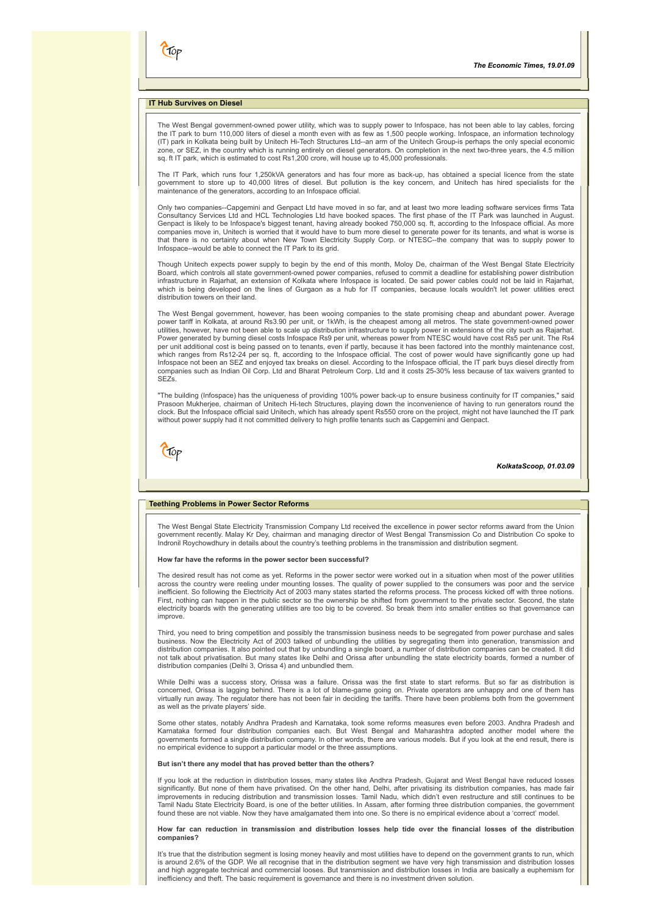*The Economic Times, 19.01.09*

## IT Hub Survives on Diesel

The West Bengal government-owned power utility, which was to supply power to Infospace, has not been able to lay cables, forcing the IT park to burn 110,000 liters of diesel a month even with as few as 1,500 people working. Infospace, an information technology (IT) park in Kolkata being built by Unitech Hi-Tech Structures Ltd--an arm of the Unitech Group-is perhaps the only special economic zone, or SEZ, in the country which is running entirely on diesel generators. On completion in the next two-three years, the 4.5 million sq. ft IT park, which is estimated to cost Rs1,200 crore, will house up to 45,000 professionals.

The IT Park, which runs four 1,250kVA generators and has four more as back-up, has obtained a special licence from the state government to store up to 40,000 litres of diesel. But pollution is the key concern, and Unitech has hired specialists for the maintenance of the generators, according to an Infospace official.

Only two companies--Capgemini and Genpact Ltd have moved in so far, and at least two more leading software services firms Tata Consultancy Services Ltd and HCL Technologies Ltd have booked spaces. The first phase of the IT Park was launched in August. Genpact is likely to be Infospace's biggest tenant, having already booked 750,000 sq. ft, according to the Infospace official. As more companies move in, Unitech is worried that it would have to burn more diesel to generate power for its tenants, and what is worse is that there is no certainty about when New Town Electricity Supply Corp. or NTESC--the company that was to supply power to Infospace--would be able to connect the IT Park to its grid.

Though Unitech expects power supply to begin by the end of this month, Moloy De, chairman of the West Bengal State Electricity Board, which controls all state government-owned power companies, refused to commit a deadline for establishing power distribution infrastructure in Rajarhat, an extension of Kolkata where Infospace is located. De said power cables could not be laid in Rajarhat, which is being developed on the lines of Gurgaon as a hub for IT companies, because locals wouldn't let power utilities erect distribution towers on their land.

The West Bengal government, however, has been wooing companies to the state promising cheap and abundant power. Average power tariff in Kolkata, at around Rs3.90 per unit, or 1kWh, is the cheapest among all metros. The state government-owned power utilities, however, have not been able to scale up distribution infrastructure to supply power in extensions of the city such as Rajarhat. Power generated by burning diesel costs Infospace Rs9 per unit, whereas power from NTESC would have cost Rs5 per unit. The Rs4 per unit additional cost is being passed on to tenants, even if partly, because it has been factored into the monthly maintenance cost, which ranges from Rs12-24 per sq. ft, according to the Infospace official. The cost of power would have significantly gone up had Infospace not been an SEZ and enjoyed tax breaks on diesel. According to the Infospace official, the IT park buys diesel directly from companies such as Indian Oil Corp. Ltd and Bharat Petroleum Corp. Ltd and it costs 25-30% less because of tax waivers granted to SEZs.

"The building (Infospace) has the uniqueness of providing 100% power back-up to ensure business continuity for IT companies," said Prasoon Mukherjee, chairman of Unitech Hi-tech Structures, playing down the inconvenience of having to run generators round the clock. But the Infospace official said Unitech, which has already spent Rs550 crore on the project, might not have launched the IT park without power supply had it not committed delivery to high profile tenants such as Capgemini and Genpact.

*KolkataScoop, 01.03.09*

## Teething Problems in Power Sector Reforms

The West Bengal State Electricity Transmission Company Ltd received the excellence in power sector reforms award from the Union government recently. Malay Kr Dey, chairman and managing director of West Bengal Transmission Co and Distribution Co spoke to Indronil Roychowdhury in details about the country's teething problems in the transmission and distribution segment.

**How far have the reforms in the power sector been successful?**

The desired result has not come as yet. Reforms in the power sector were worked out in a situation when most of the power utilities across the country were reeling under mounting losses. The quality of power supplied to the consumers was poor and the service inefficient. So following the Electricity Act of 2003 many states started the reforms process. The process kicked off with three notions. First, nothing can happen in the public sector so the ownership be shifted from government to the private sector. Second, the state electricity boards with the generating utilities are too big to be covered. So break them into smaller entities so that governance can improve.

Third, you need to bring competition and possibly the transmission business needs to be segregated from power purchase and sales business. Now the Electricity Act of 2003 talked of unbundling the utilities by segregating them into generation, transmission and distribution companies. It also pointed out that by unbundling a single board, a number of distribution companies can be created. It did not talk about privatisation. But many states like Delhi and Orissa after unbundling the state electricity boards, formed a number of distribution companies (Delhi 3, Orissa 4) and unbundled them.

While Delhi was a success story, Orissa was a failure. Orissa was the first state to start reforms. But so far as distribution is concerned, Orissa is lagging behind. There is a lot of blame-game going on. Private operators are unhappy and one of them has virtually run away. The regulator there has not been fair in deciding the tariffs. There have been problems both from the government as well as the private players' side.

Some other states, notably Andhra Pradesh and Karnataka, took some reforms measures even before 2003. Andhra Pradesh and Karnataka formed four distribution companies each. But West Bengal and Maharashtra adopted another model where the governments formed a single distribution company. In other words, there are various models. But if you look at the end result, there is no empirical evidence to support a particular model or the three assumptions.

**But isn't there any model that has proved better than the others?**

If you look at the reduction in distribution losses, many states like Andhra Pradesh, Gujarat and West Bengal have reduced losses significantly. But none of them have privatised. On the other hand, Delhi, after privatising its distribution companies, has made fair improvements in reducing distribution and transmission losses. Tamil Nadu, which didn't even restructure and still continues to be Tamil Nadu State Electricity Board, is one of the better utilities. In Assam, after forming three distribution companies, the government found these are not viable. Now they have amalgamated them into one. So there is no empirical evidence about a 'correct' model.

**How far can reduction in transmission and distribution losses help tide over the financial losses of the distribution companies?**

It's true that the distribution segment is losing money heavily and most utilities have to depend on the government grants to run, which is around 2.6% of the GDP. We all recognise that in the distribution segment we have very high transmission and distribution losses and high aggregate technical and commercial losses. But transmission and distribution losses in India are basically a euphemism for inefficiency and theft. The basic requirement is governance and there is no investment driven solution.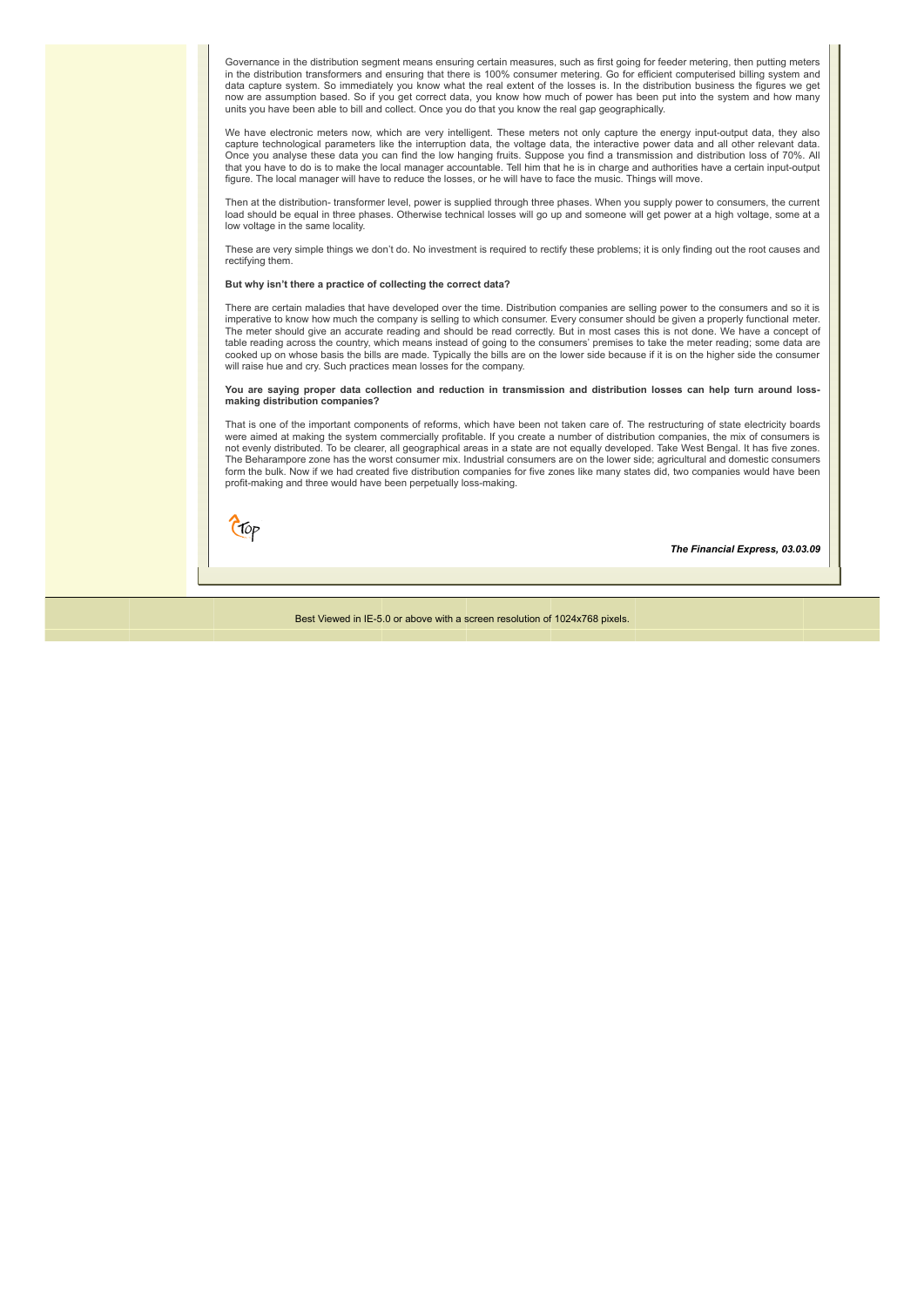Governance in the distribution segment means ensuring certain measures, such as first going for feeder metering, then putting meters in the distribution transformers and ensuring that there is 100% consumer metering. Go for efficient computerised billing system and data capture system. So immediately you know what the real extent of the losses is. In the distribution business the figures we get now are assumption based. So if you get correct data, you know how much of power has been put into the system and how many units you have been able to bill and collect. Once you do that you know the real gap geographically.

We have electronic meters now, which are very intelligent. These meters not only capture the energy input-output data, they also capture technological parameters like the interruption data, the voltage data, the interactive power data and all other relevant data. Once you analyse these data you can find the low hanging fruits. Suppose you find a transmission and distribution loss of 70%. All that you have to do is to make the local manager accountable. Tell him that he is in charge and authorities have a certain input-output figure. The local manager will have to reduce the losses, or he will have to face the music. Things will move.

Then at the distribution- transformer level, power is supplied through three phases. When you supply power to consumers, the current load should be equal in three phases. Otherwise technical losses will go up and someone will get power at a high voltage, some at a low voltage in the same locality.

These are very simple things we don't do. No investment is required to rectify these problems; it is only finding out the root causes and rectifying them.

**But why isn't there a practice of collecting the correct data?**

There are certain maladies that have developed over the time. Distribution companies are selling power to the consumers and so it is imperative to know how much the company is selling to which consumer. Every consumer should be given a properly functional meter. The meter should give an accurate reading and should be read correctly. But in most cases this is not done. We have a concept of table reading across the country, which means instead of going to the consumers' premises to take the meter reading; some data are cooked up on whose basis the bills are made. Typically the bills are on the lower side because if it is on the higher side the consumer will raise hue and cry. Such practices mean losses for the company.

**You are saying proper data collection and reduction in transmission and distribution losses can help turn around loss-making distribution companies?**

That is one of the important components of reforms, which have been not taken care of. The restructuring of state electricity boards were aimed at making the system commercially profitable. If you create a number of distribution companies, the mix of consumers is not evenly distributed. To be clearer, all geographical areas in a state are not equally developed. Take West Bengal. It has five zones. The Beharampore zone has the worst consumer mix. Industrial consumers are on the lower side; agricultural and domestic consumers form the bulk. Now if we had created five distribution companies for five zones like many states did, two companies would have been profit-making and three would have been perpetually loss-making.

Top

***The Financial Express, 03.03.09***

Best Viewed in IE-5.0 or above with a screen resolution of 1024x768 pixels.